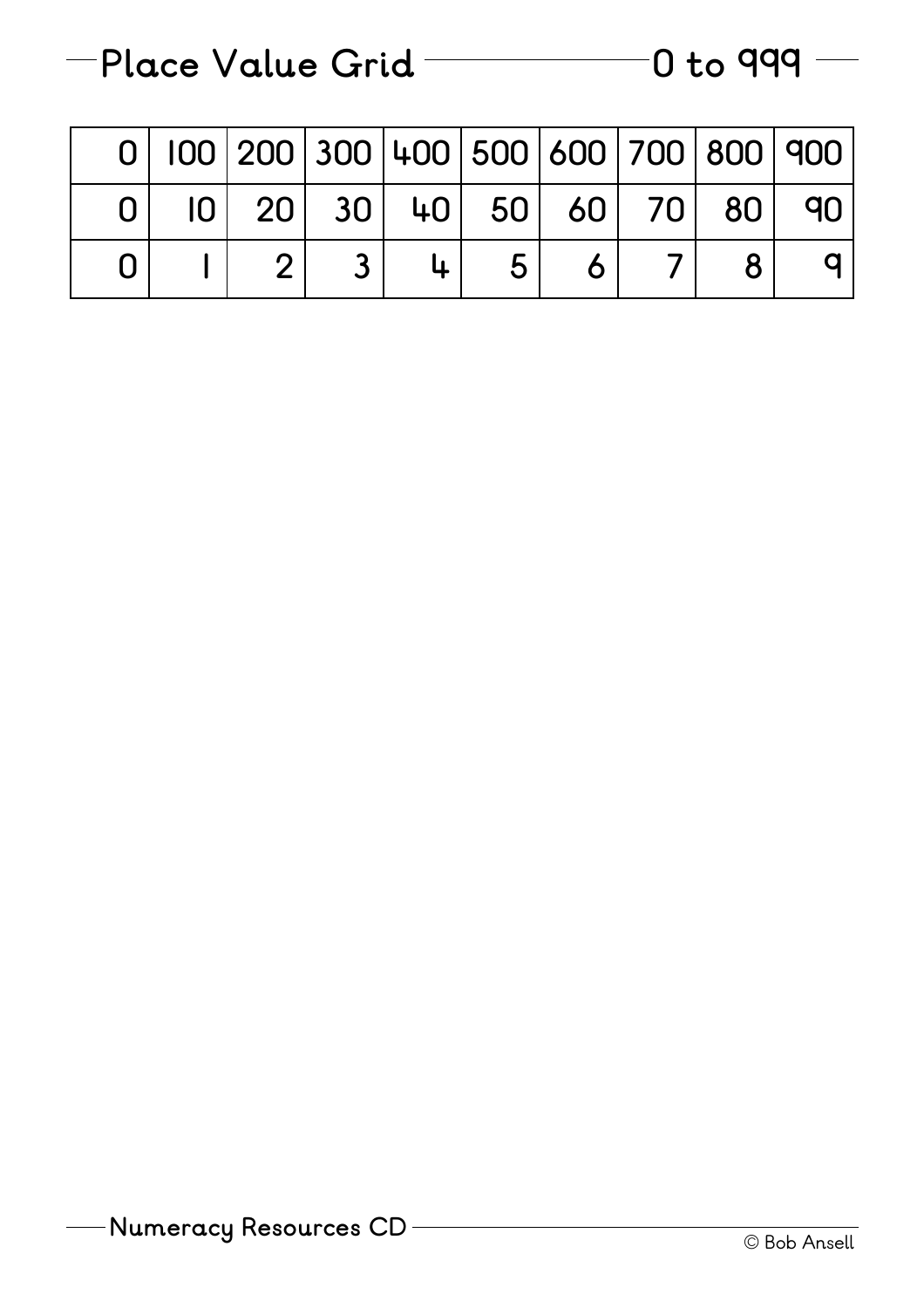# Place Value Grid — 0 to 999

| 0 | 100 | 200 | 300 | 400 | 500 | 600 | 700 | 800 | 900 |
|---|---|---|---|---|---|---|---|---|---|
| 0 | 10 | 20 | 30 | 40 | 50 | 60 | 70 | 80 | 90 |
| 0 | 1 | 2 | 3 | 4 | 5 | 6 | 7 | 8 | 9 |

Numeracy Resources CD

© Bob Ansell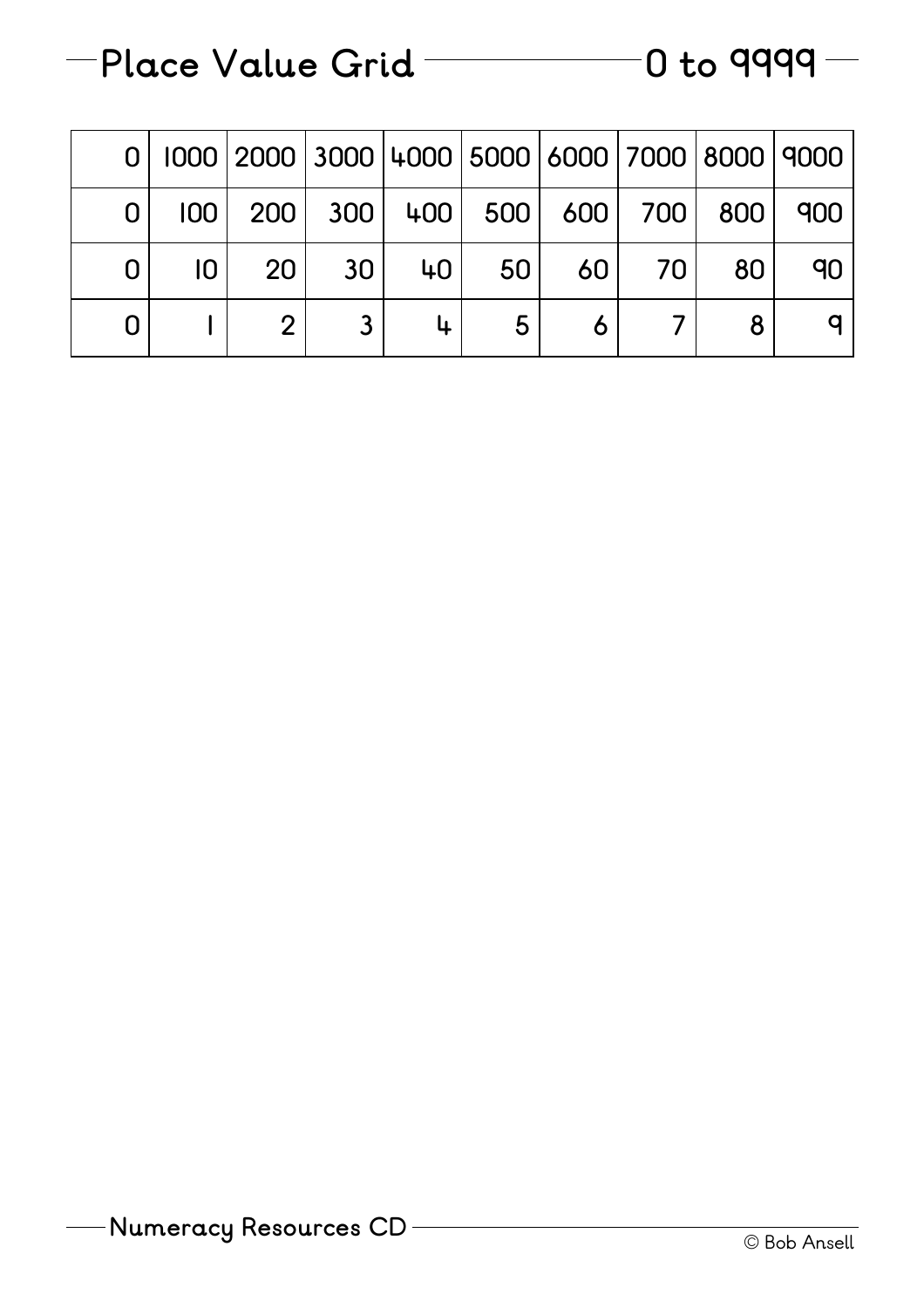# Place Value Grid — 0 to 9999

| 0 | 1000 | 2000 | 3000 | 4000 | 5000 | 6000 | 7000 | 8000 | 9000 |
|---|---|---|---|---|---|---|---|---|---|
| 0 | 100 | 200 | 300 | 400 | 500 | 600 | 700 | 800 | 900 |
| 0 | 10 | 20 | 30 | 40 | 50 | 60 | 70 | 80 | 90 |
| 0 | 1 | 2 | 3 | 4 | 5 | 6 | 7 | 8 | 9 |

Numeracy Resources CD

© Bob Ansell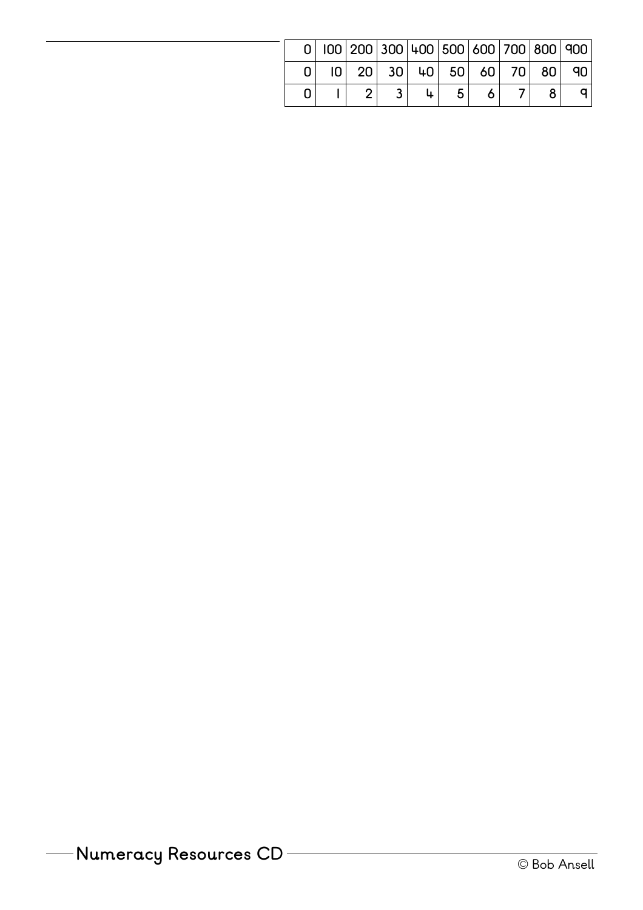| 0 | 100 | 200 | 300 | 400 | 500 | 600 | 700 | 800 | 900 |
|---|---|---|---|---|---|---|---|---|---|
| 0 | 10 | 20 | 30 | 40 | 50 | 60 | 70 | 80 | 90 |
| 0 | 1 | 2 | 3 | 4 | 5 | 6 | 7 | 8 | 9 |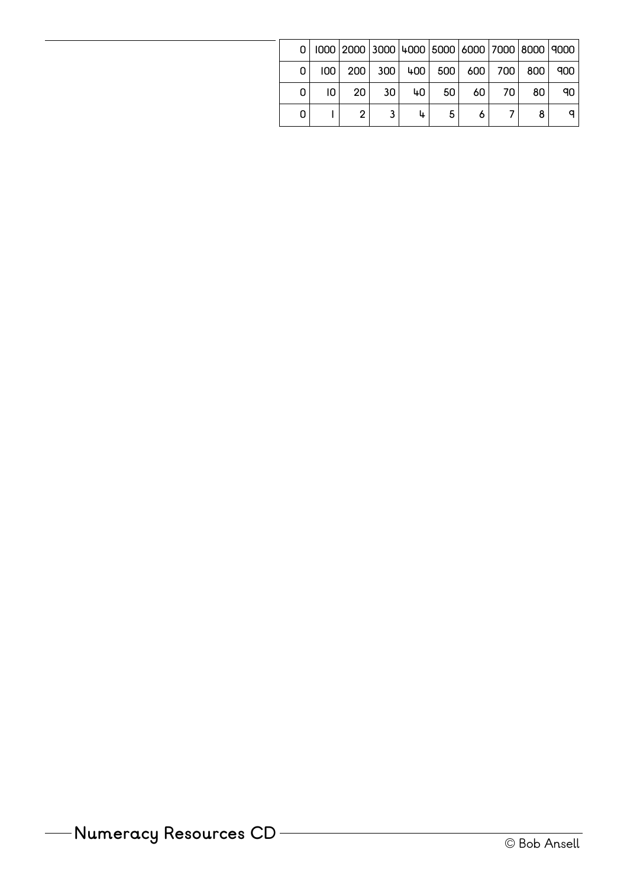| 0 | 1000 | 2000 | 3000 | 4000 | 5000 | 6000 | 7000 | 8000 | 9000 |
|---|---|---|---|---|---|---|---|---|---|
| 0 | 100 | 200 | 300 | 400 | 500 | 600 | 700 | 800 | 900 |
| 0 | 10 | 20 | 30 | 40 | 50 | 60 | 70 | 80 | 90 |
| 0 | 1 | 2 | 3 | 4 | 5 | 6 | 7 | 8 | 9 |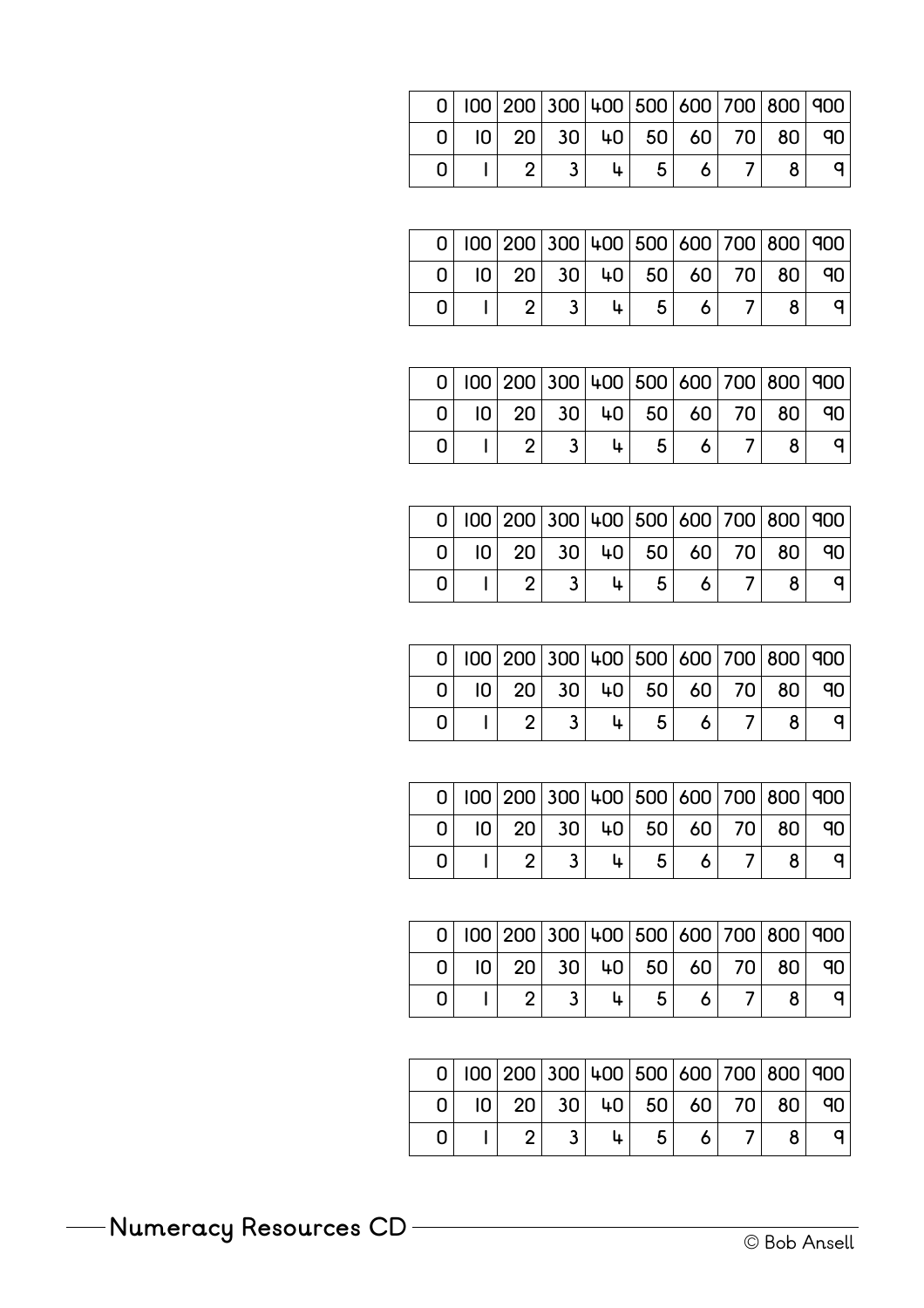| 0 | 100 | 200 | 300 | 400 | 500 | 600 | 700 | 800 | 900 |
|---|---|---|---|---|---|---|---|---|---|
| 0 | 10 | 20 | 30 | 40 | 50 | 60 | 70 | 80 | 90 |
| 0 | 1 | 2 | 3 | 4 | 5 | 6 | 7 | 8 | 9 |

| 0 | 100 | 200 | 300 | 400 | 500 | 600 | 700 | 800 | 900 |
|---|---|---|---|---|---|---|---|---|---|
| 0 | 10 | 20 | 30 | 40 | 50 | 60 | 70 | 80 | 90 |
| 0 | 1 | 2 | 3 | 4 | 5 | 6 | 7 | 8 | 9 |

| 0 | 100 | 200 | 300 | 400 | 500 | 600 | 700 | 800 | 900 |
|---|---|---|---|---|---|---|---|---|---|
| 0 | 10 | 20 | 30 | 40 | 50 | 60 | 70 | 80 | 90 |
| 0 | 1 | 2 | 3 | 4 | 5 | 6 | 7 | 8 | 9 |

| 0 | 100 | 200 | 300 | 400 | 500 | 600 | 700 | 800 | 900 |
|---|---|---|---|---|---|---|---|---|---|
| 0 | 10 | 20 | 30 | 40 | 50 | 60 | 70 | 80 | 90 |
| 0 | 1 | 2 | 3 | 4 | 5 | 6 | 7 | 8 | 9 |

| 0 | 100 | 200 | 300 | 400 | 500 | 600 | 700 | 800 | 900 |
|---|---|---|---|---|---|---|---|---|---|
| 0 | 10 | 20 | 30 | 40 | 50 | 60 | 70 | 80 | 90 |
| 0 | 1 | 2 | 3 | 4 | 5 | 6 | 7 | 8 | 9 |

| 0 | 100 | 200 | 300 | 400 | 500 | 600 | 700 | 800 | 900 |
|---|---|---|---|---|---|---|---|---|---|
| 0 | 10 | 20 | 30 | 40 | 50 | 60 | 70 | 80 | 90 |
| 0 | 1 | 2 | 3 | 4 | 5 | 6 | 7 | 8 | 9 |

| 0 | 100 | 200 | 300 | 400 | 500 | 600 | 700 | 800 | 900 |
|---|---|---|---|---|---|---|---|---|---|
| 0 | 10 | 20 | 30 | 40 | 50 | 60 | 70 | 80 | 90 |
| 0 | 1 | 2 | 3 | 4 | 5 | 6 | 7 | 8 | 9 |

| 0 | 100 | 200 | 300 | 400 | 500 | 600 | 700 | 800 | 900 |
|---|---|---|---|---|---|---|---|---|---|
| 0 | 10 | 20 | 30 | 40 | 50 | 60 | 70 | 80 | 90 |
| 0 | 1 | 2 | 3 | 4 | 5 | 6 | 7 | 8 | 9 |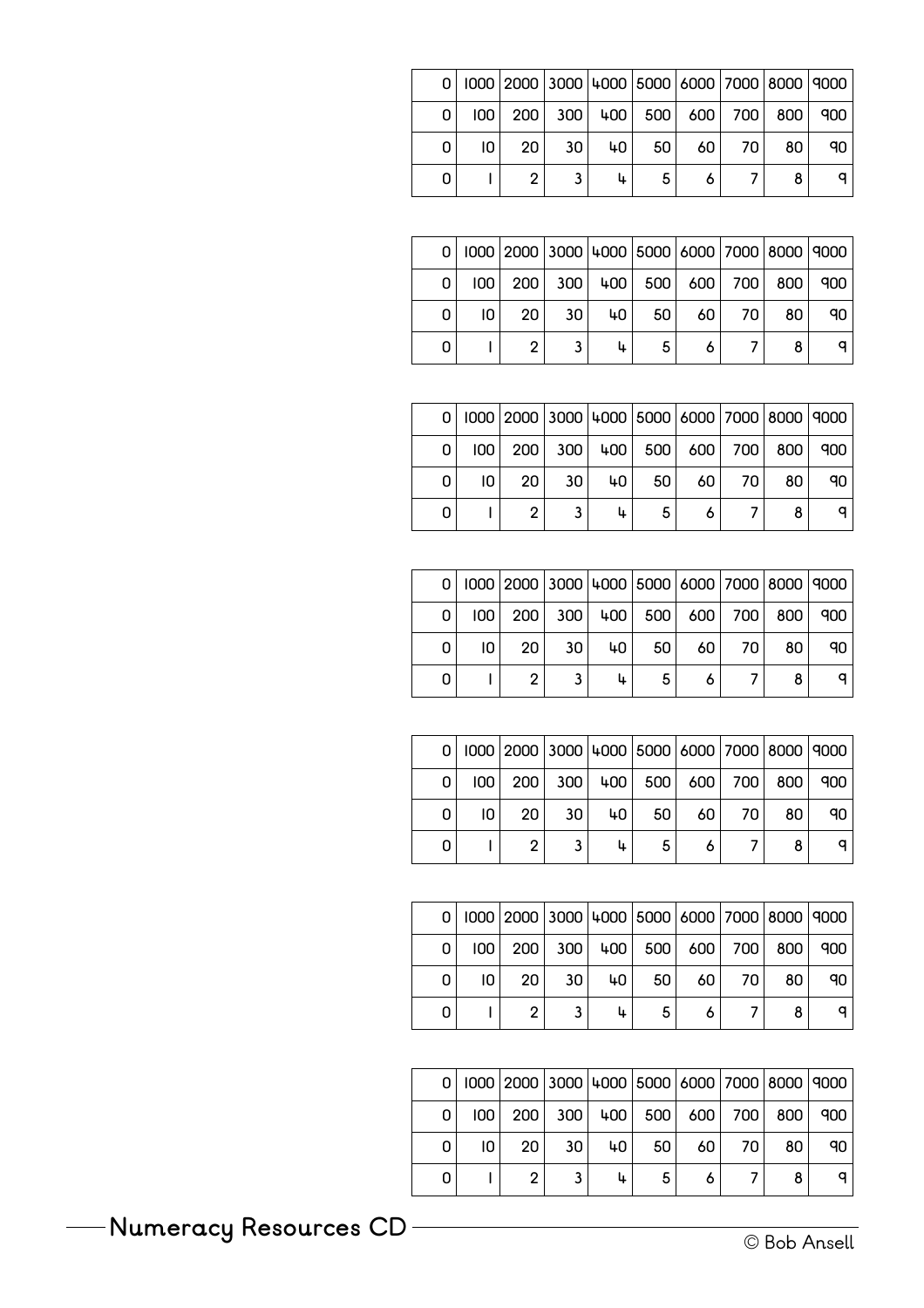| | | | | | | | | | |
|---|---|---|---|---|---|---|---|---|---|
| 0 | 1000 | 2000 | 3000 | 4000 | 5000 | 6000 | 7000 | 8000 | 9000 |
| 0 | 100 | 200 | 300 | 400 | 500 | 600 | 700 | 800 | 900 |
| 0 | 10 | 20 | 30 | 40 | 50 | 60 | 70 | 80 | 90 |
| 0 | 1 | 2 | 3 | 4 | 5 | 6 | 7 | 8 | 9 |

| | | | | | | | | | |
|---|---|---|---|---|---|---|---|---|---|
| 0 | 1000 | 2000 | 3000 | 4000 | 5000 | 6000 | 7000 | 8000 | 9000 |
| 0 | 100 | 200 | 300 | 400 | 500 | 600 | 700 | 800 | 900 |
| 0 | 10 | 20 | 30 | 40 | 50 | 60 | 70 | 80 | 90 |
| 0 | 1 | 2 | 3 | 4 | 5 | 6 | 7 | 8 | 9 |

| | | | | | | | | | |
|---|---|---|---|---|---|---|---|---|---|
| 0 | 1000 | 2000 | 3000 | 4000 | 5000 | 6000 | 7000 | 8000 | 9000 |
| 0 | 100 | 200 | 300 | 400 | 500 | 600 | 700 | 800 | 900 |
| 0 | 10 | 20 | 30 | 40 | 50 | 60 | 70 | 80 | 90 |
| 0 | 1 | 2 | 3 | 4 | 5 | 6 | 7 | 8 | 9 |

| | | | | | | | | | |
|---|---|---|---|---|---|---|---|---|---|
| 0 | 1000 | 2000 | 3000 | 4000 | 5000 | 6000 | 7000 | 8000 | 9000 |
| 0 | 100 | 200 | 300 | 400 | 500 | 600 | 700 | 800 | 900 |
| 0 | 10 | 20 | 30 | 40 | 50 | 60 | 70 | 80 | 90 |
| 0 | 1 | 2 | 3 | 4 | 5 | 6 | 7 | 8 | 9 |

| | | | | | | | | | |
|---|---|---|---|---|---|---|---|---|---|
| 0 | 1000 | 2000 | 3000 | 4000 | 5000 | 6000 | 7000 | 8000 | 9000 |
| 0 | 100 | 200 | 300 | 400 | 500 | 600 | 700 | 800 | 900 |
| 0 | 10 | 20 | 30 | 40 | 50 | 60 | 70 | 80 | 90 |
| 0 | 1 | 2 | 3 | 4 | 5 | 6 | 7 | 8 | 9 |

| | | | | | | | | | |
|---|---|---|---|---|---|---|---|---|---|
| 0 | 1000 | 2000 | 3000 | 4000 | 5000 | 6000 | 7000 | 8000 | 9000 |
| 0 | 100 | 200 | 300 | 400 | 500 | 600 | 700 | 800 | 900 |
| 0 | 10 | 20 | 30 | 40 | 50 | 60 | 70 | 80 | 90 |
| 0 | 1 | 2 | 3 | 4 | 5 | 6 | 7 | 8 | 9 |

| | | | | | | | | | |
|---|---|---|---|---|---|---|---|---|---|
| 0 | 1000 | 2000 | 3000 | 4000 | 5000 | 6000 | 7000 | 8000 | 9000 |
| 0 | 100 | 200 | 300 | 400 | 500 | 600 | 700 | 800 | 900 |
| 0 | 10 | 20 | 30 | 40 | 50 | 60 | 70 | 80 | 90 |
| 0 | 1 | 2 | 3 | 4 | 5 | 6 | 7 | 8 | 9 |